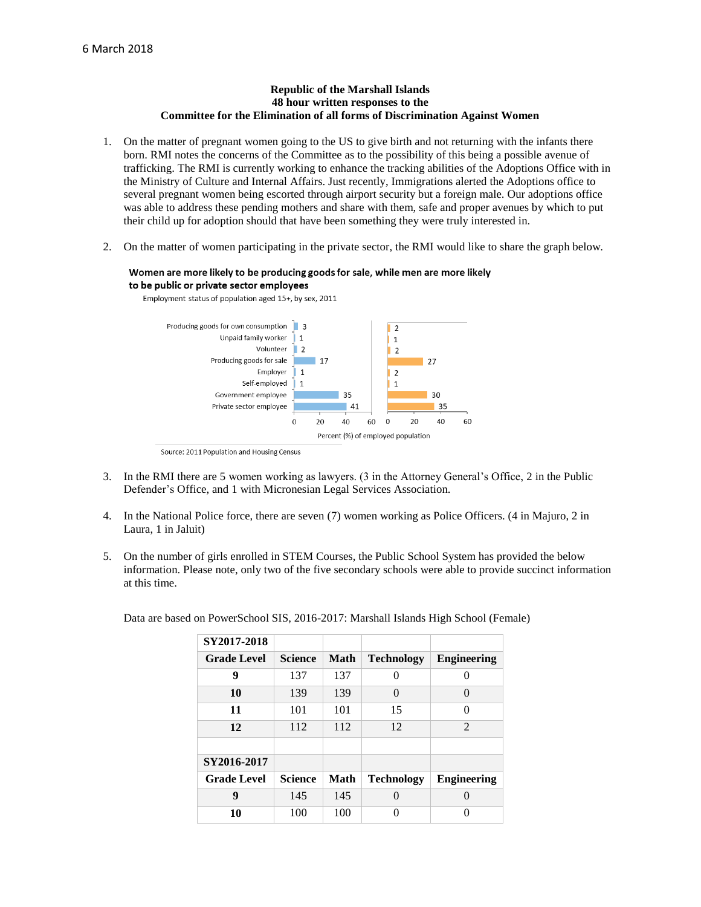6 March 2018

**Republic of the Marshall Islands**
**48 hour written responses to the**
**Committee for the Elimination of all forms of Discrimination Against Women**

1. On the matter of pregnant women going to the US to give birth and not returning with the infants there born. RMI notes the concerns of the Committee as to the possibility of this being a possible avenue of trafficking. The RMI is currently working to enhance the tracking abilities of the Adoptions Office with in the Ministry of Culture and Internal Affairs. Just recently, Immigrations alerted the Adoptions office to several pregnant women being escorted through airport security but a foreign male. Our adoptions office was able to address these pending mothers and share with them, safe and proper avenues by which to put their child up for adoption should that have been something they were truly interested in.

2. On the matter of women participating in the private sector, the RMI would like to share the graph below.

**Women are more likely to be producing goods for sale, while men are more likely to be public or private sector employees**

Employment status of population aged 15+, by sex, 2011

| | | |
|---|---|---|
| Producing goods for own consumption | 3 | 2 |
| Unpaid family worker | 1 | 1 |
| Volunteer | 2 | 2 |
| Producing goods for sale | 17 | 27 |
| Employer | 1 | 2 |
| Self-employed | 1 | 1 |
| Government employee | 35 | 30 |
| Private sector employee | 41 | 35 |

Percent (%) of employed population

Source: 2011 Population and Housing Census

3. In the RMI there are 5 women working as lawyers. (3 in the Attorney General's Office, 2 in the Public Defender's Office, and 1 with Micronesian Legal Services Association.

4. In the National Police force, there are seven (7) women working as Police Officers. (4 in Majuro, 2 in Laura, 1 in Jaluit)

5. On the number of girls enrolled in STEM Courses, the Public School System has provided the below information. Please note, only two of the five secondary schools were able to provide succinct information at this time.

Data are based on PowerSchool SIS, 2016-2017: Marshall Islands High School (Female)

| **SY2017-2018** | | | | |
|---|---|---|---|---|
| **Grade Level** | **Science** | **Math** | **Technology** | **Engineering** |
| **9** | 137 | 137 | 0 | 0 |
| **10** | 139 | 139 | 0 | 0 |
| **11** | 101 | 101 | 15 | 0 |
| **12** | 112 | 112 | 12 | 2 |
| | | | | |
| **SY2016-2017** | | | | |
| **Grade Level** | **Science** | **Math** | **Technology** | **Engineering** |
| **9** | 145 | 145 | 0 | 0 |
| **10** | 100 | 100 | 0 | 0 |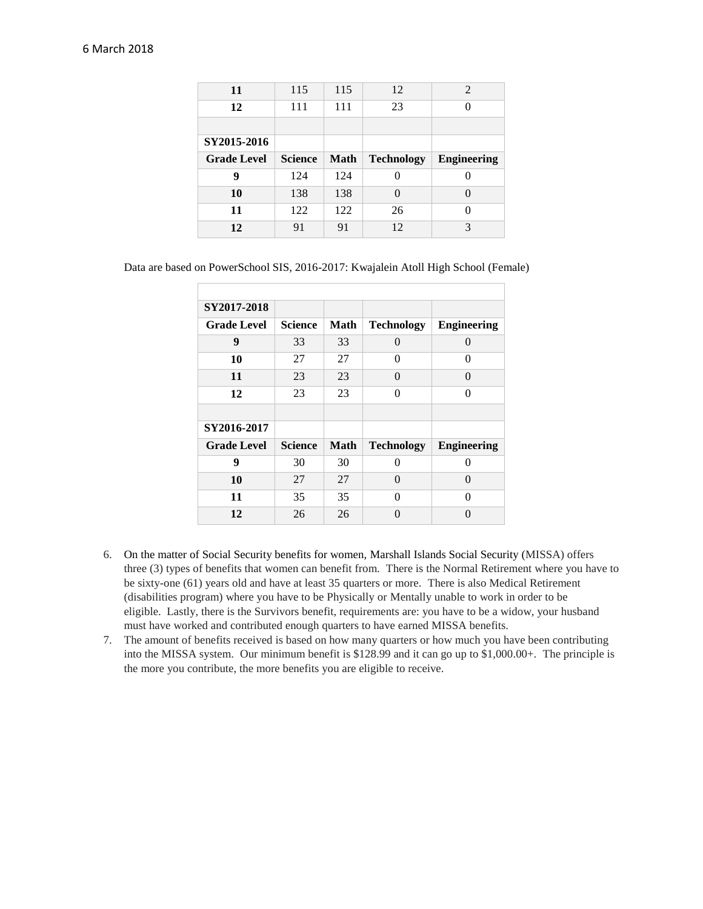| | | | | |
|---|---|---|---|---|
| **11** | 115 | 115 | 12 | 2 |
| **12** | 111 | 111 | 23 | 0 |
| | | | | |
| **SY2015-2016** | | | | |
| **Grade Level** | **Science** | **Math** | **Technology** | **Engineering** |
| **9** | 124 | 124 | 0 | 0 |
| **10** | 138 | 138 | 0 | 0 |
| **11** | 122 | 122 | 26 | 0 |
| **12** | 91 | 91 | 12 | 3 |

Data are based on PowerSchool SIS, 2016-2017: Kwajalein Atoll High School (Female)

| | | | | |
|---|---|---|---|---|
| **SY2017-2018** | | | | |
| **Grade Level** | **Science** | **Math** | **Technology** | **Engineering** |
| **9** | 33 | 33 | 0 | 0 |
| **10** | 27 | 27 | 0 | 0 |
| **11** | 23 | 23 | 0 | 0 |
| **12** | 23 | 23 | 0 | 0 |
| | | | | |
| **SY2016-2017** | | | | |
| **Grade Level** | **Science** | **Math** | **Technology** | **Engineering** |
| **9** | 30 | 30 | 0 | 0 |
| **10** | 27 | 27 | 0 | 0 |
| **11** | 35 | 35 | 0 | 0 |
| **12** | 26 | 26 | 0 | 0 |

6. On the matter of Social Security benefits for women, Marshall Islands Social Security (MISSA) offers three (3) types of benefits that women can benefit from. There is the Normal Retirement where you have to be sixty-one (61) years old and have at least 35 quarters or more. There is also Medical Retirement (disabilities program) where you have to be Physically or Mentally unable to work in order to be eligible. Lastly, there is the Survivors benefit, requirements are: you have to be a widow, your husband must have worked and contributed enough quarters to have earned MISSA benefits.
7. The amount of benefits received is based on how many quarters or how much you have been contributing into the MISSA system. Our minimum benefit is $128.99 and it can go up to $1,000.00+. The principle is the more you contribute, the more benefits you are eligible to receive.